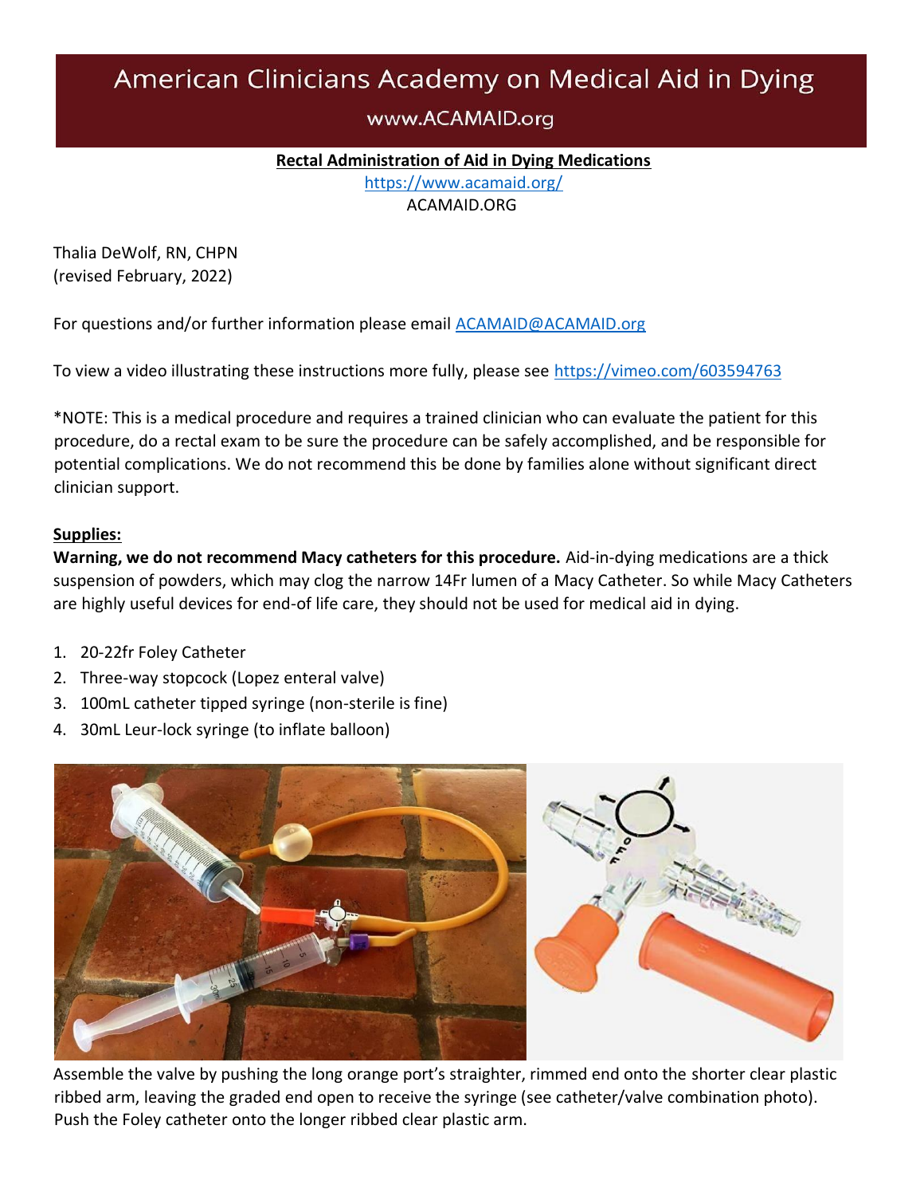# American Clinicians Academy on Medical Aid in Dying

www.ACAMAID.org

**Rectal Administration of Aid in Dying Medications**

https://www.acamaid.org/

ACAMAID.ORG

Thalia DeWolf, RN, CHPN
(revised February, 2022)

For questions and/or further information please email ACAMAID@ACAMAID.org

To view a video illustrating these instructions more fully, please see https://vimeo.com/603594763

*NOTE: This is a medical procedure and requires a trained clinician who can evaluate the patient for this procedure, do a rectal exam to be sure the procedure can be safely accomplished, and be responsible for potential complications. We do not recommend this be done by families alone without significant direct clinician support.

## Supplies:

**Warning, we do not recommend Macy catheters for this procedure.** Aid-in-dying medications are a thick suspension of powders, which may clog the narrow 14Fr lumen of a Macy Catheter. So while Macy Catheters are highly useful devices for end-of life care, they should not be used for medical aid in dying.

1. 20-22fr Foley Catheter
2. Three-way stopcock (Lopez enteral valve)
3. 100mL catheter tipped syringe (non-sterile is fine)
4. 30mL Leur-lock syringe (to inflate balloon)

Assemble the valve by pushing the long orange port's straighter, rimmed end onto the shorter clear plastic ribbed arm, leaving the graded end open to receive the syringe (see catheter/valve combination photo). Push the Foley catheter onto the longer ribbed clear plastic arm.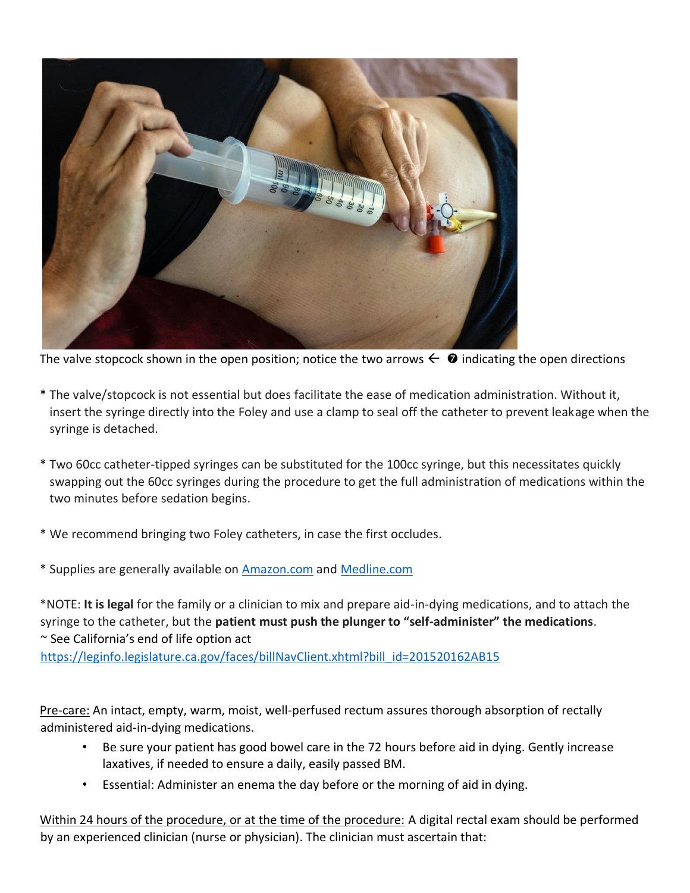The valve stopcock shown in the open position; notice the two arrows ← ❷ indicating the open directions

* The valve/stopcock is not essential but does facilitate the ease of medication administration. Without it, insert the syringe directly into the Foley and use a clamp to seal off the catheter to prevent leakage when the syringe is detached.

* Two 60cc catheter-tipped syringes can be substituted for the 100cc syringe, but this necessitates quickly swapping out the 60cc syringes during the procedure to get the full administration of medications within the two minutes before sedation begins.

* We recommend bringing two Foley catheters, in case the first occludes.

* Supplies are generally available on [Amazon.com](Amazon.com) and [Medline.com](Medline.com)

*NOTE: **It is legal** for the family or a clinician to mix and prepare aid-in-dying medications, and to attach the syringe to the catheter, but the **patient must push the plunger to "self-administer" the medications**.
~ See California's end of life option act
https://leginfo.legislature.ca.gov/faces/billNavClient.xhtml?bill_id=201520162AB15

<u>Pre-care:</u> An intact, empty, warm, moist, well-perfused rectum assures thorough absorption of rectally administered aid-in-dying medications.

- Be sure your patient has good bowel care in the 72 hours before aid in dying. Gently increase laxatives, if needed to ensure a daily, easily passed BM.
- Essential: Administer an enema the day before or the morning of aid in dying.

<u>Within 24 hours of the procedure, or at the time of the procedure:</u> A digital rectal exam should be performed by an experienced clinician (nurse or physician). The clinician must ascertain that: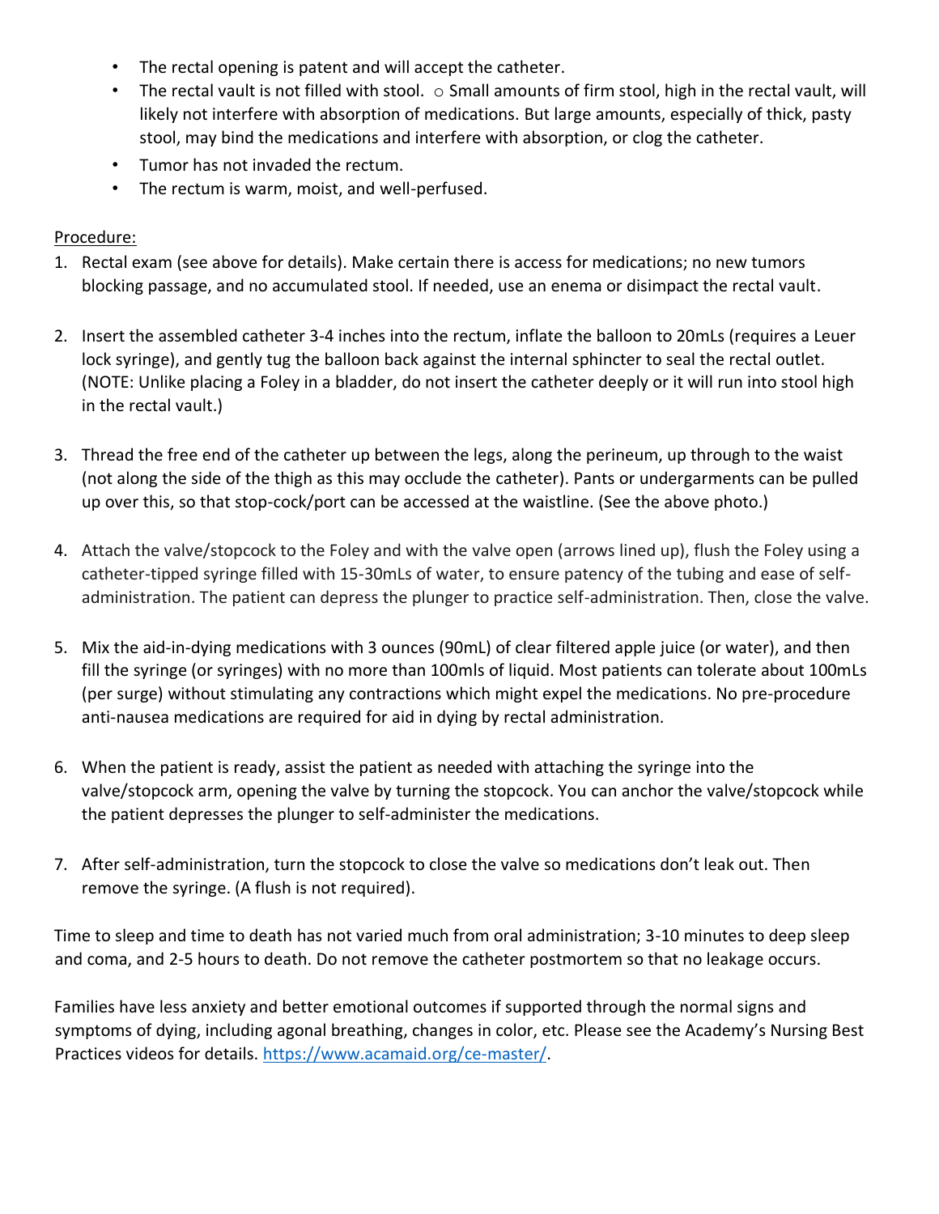- The rectal opening is patent and will accept the catheter.
- The rectal vault is not filled with stool.
  - Small amounts of firm stool, high in the rectal vault, will likely not interfere with absorption of medications. But large amounts, especially of thick, pasty stool, may bind the medications and interfere with absorption, or clog the catheter.
- Tumor has not invaded the rectum.
- The rectum is warm, moist, and well-perfused.

Procedure:

1. Rectal exam (see above for details). Make certain there is access for medications; no new tumors blocking passage, and no accumulated stool. If needed, use an enema or disimpact the rectal vault.

2. Insert the assembled catheter 3-4 inches into the rectum, inflate the balloon to 20mLs (requires a Leuer lock syringe), and gently tug the balloon back against the internal sphincter to seal the rectal outlet. (NOTE: Unlike placing a Foley in a bladder, do not insert the catheter deeply or it will run into stool high in the rectal vault.)

3. Thread the free end of the catheter up between the legs, along the perineum, up through to the waist (not along the side of the thigh as this may occlude the catheter). Pants or undergarments can be pulled up over this, so that stop-cock/port can be accessed at the waistline. (See the above photo.)

4. Attach the valve/stopcock to the Foley and with the valve open (arrows lined up), flush the Foley using a catheter-tipped syringe filled with 15-30mLs of water, to ensure patency of the tubing and ease of self-administration. The patient can depress the plunger to practice self-administration. Then, close the valve.

5. Mix the aid-in-dying medications with 3 ounces (90mL) of clear filtered apple juice (or water), and then fill the syringe (or syringes) with no more than 100mls of liquid. Most patients can tolerate about 100mLs (per surge) without stimulating any contractions which might expel the medications. No pre-procedure anti-nausea medications are required for aid in dying by rectal administration.

6. When the patient is ready, assist the patient as needed with attaching the syringe into the valve/stopcock arm, opening the valve by turning the stopcock. You can anchor the valve/stopcock while the patient depresses the plunger to self-administer the medications.

7. After self-administration, turn the stopcock to close the valve so medications don't leak out. Then remove the syringe. (A flush is not required).

Time to sleep and time to death has not varied much from oral administration; 3-10 minutes to deep sleep and coma, and 2-5 hours to death. Do not remove the catheter postmortem so that no leakage occurs.

Families have less anxiety and better emotional outcomes if supported through the normal signs and symptoms of dying, including agonal breathing, changes in color, etc. Please see the Academy's Nursing Best Practices videos for details. https://www.acamaid.org/ce-master/.